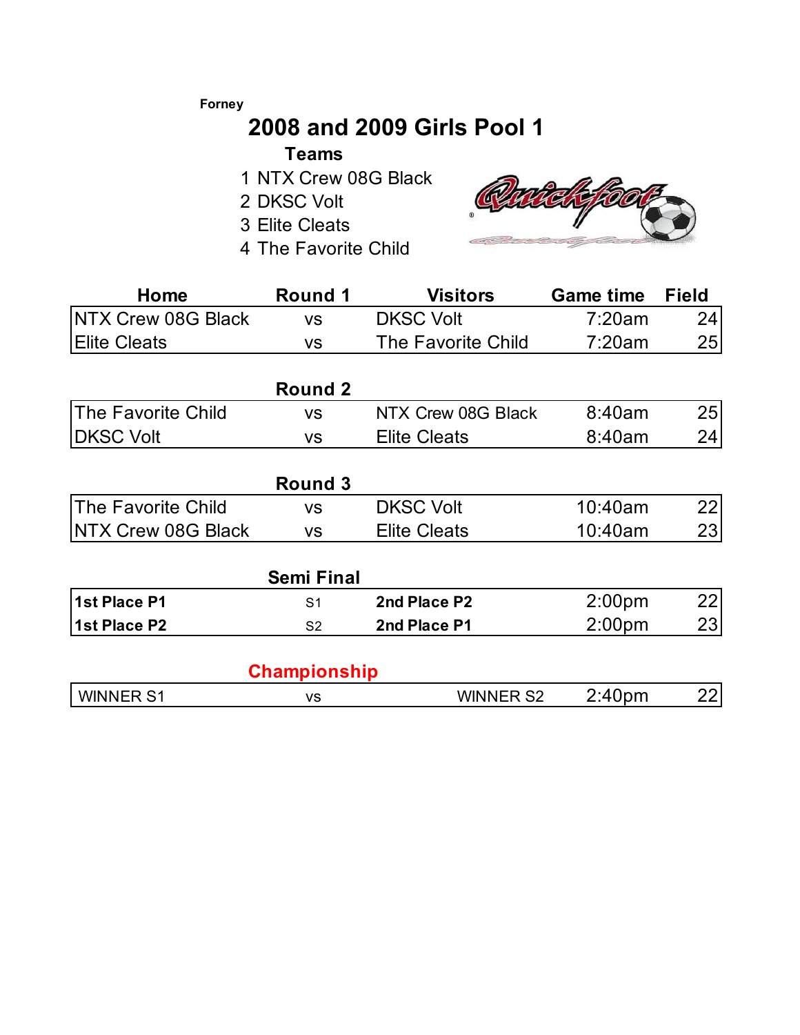Forney

# 2008 and 2009 Girls Pool 1

**Teams**

1 NTX Crew 08G Black
2 DKSC Volt
3 Elite Cleats
4 The Favorite Child

| Home | Round 1 | Visitors | Game time | Field |
|---|---|---|---|---|
| NTX Crew 08G Black | vs | DKSC Volt | 7:20am | 24 |
| Elite Cleats | vs | The Favorite Child | 7:20am | 25 |

| | Round 2 | | | |
|---|---|---|---|---|
| The Favorite Child | vs | NTX Crew 08G Black | 8:40am | 25 |
| DKSC Volt | vs | Elite Cleats | 8:40am | 24 |

| | Round 3 | | | |
|---|---|---|---|---|
| The Favorite Child | vs | DKSC Volt | 10:40am | 22 |
| NTX Crew 08G Black | vs | Elite Cleats | 10:40am | 23 |

| | Semi Final | | | |
|---|---|---|---|---|
| **1st Place P1** | S1 | **2nd Place P2** | 2:00pm | 22 |
| **1st Place P2** | S2 | **2nd Place P1** | 2:00pm | 23 |

| | Championship | | | |
|---|---|---|---|---|
| WINNER S1 | vs | WINNER S2 | 2:40pm | 22 |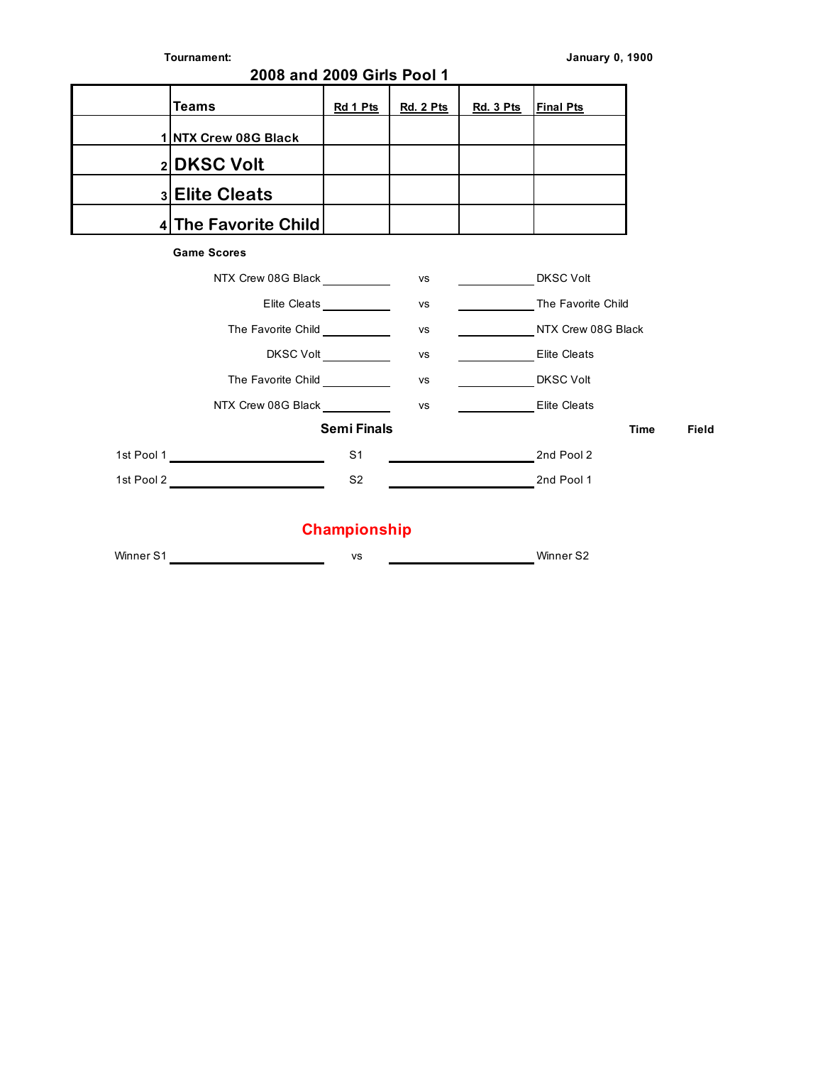**Tournament:** **January 0, 1900**

## 2008 and 2009 Girls Pool 1

| | Teams | Rd 1 Pts | Rd. 2 Pts | Rd. 3 Pts | Final Pts |
|---|---|---|---|---|---|
| 1 | NTX Crew 08G Black | | | | |
| 2 | DKSC Volt | | | | |
| 3 | Elite Cleats | | | | |
| 4 | The Favorite Child | | | | |

**Game Scores**

| | | | | |
|---|---|---|---|---|
| NTX Crew 08G Black | ______ | vs | ______ | DKSC Volt |
| Elite Cleats | ______ | vs | ______ | The Favorite Child |
| The Favorite Child | ______ | vs | ______ | NTX Crew 08G Black |
| DKSC Volt | ______ | vs | ______ | Elite Cleats |
| The Favorite Child | ______ | vs | ______ | DKSC Volt |
| NTX Crew 08G Black | ______ | vs | ______ | Elite Cleats |

### Semi Finals

| | | | | | Time | Field |
|---|---|---|---|---|---|---|
| 1st Pool 1 | ______ | S1 | ______ | 2nd Pool 2 | | |
| 1st Pool 2 | ______ | S2 | ______ | 2nd Pool 1 | | |

### Championship

| | | | | |
|---|---|---|---|---|
| Winner S1 | ______ | vs | ______ | Winner S2 |